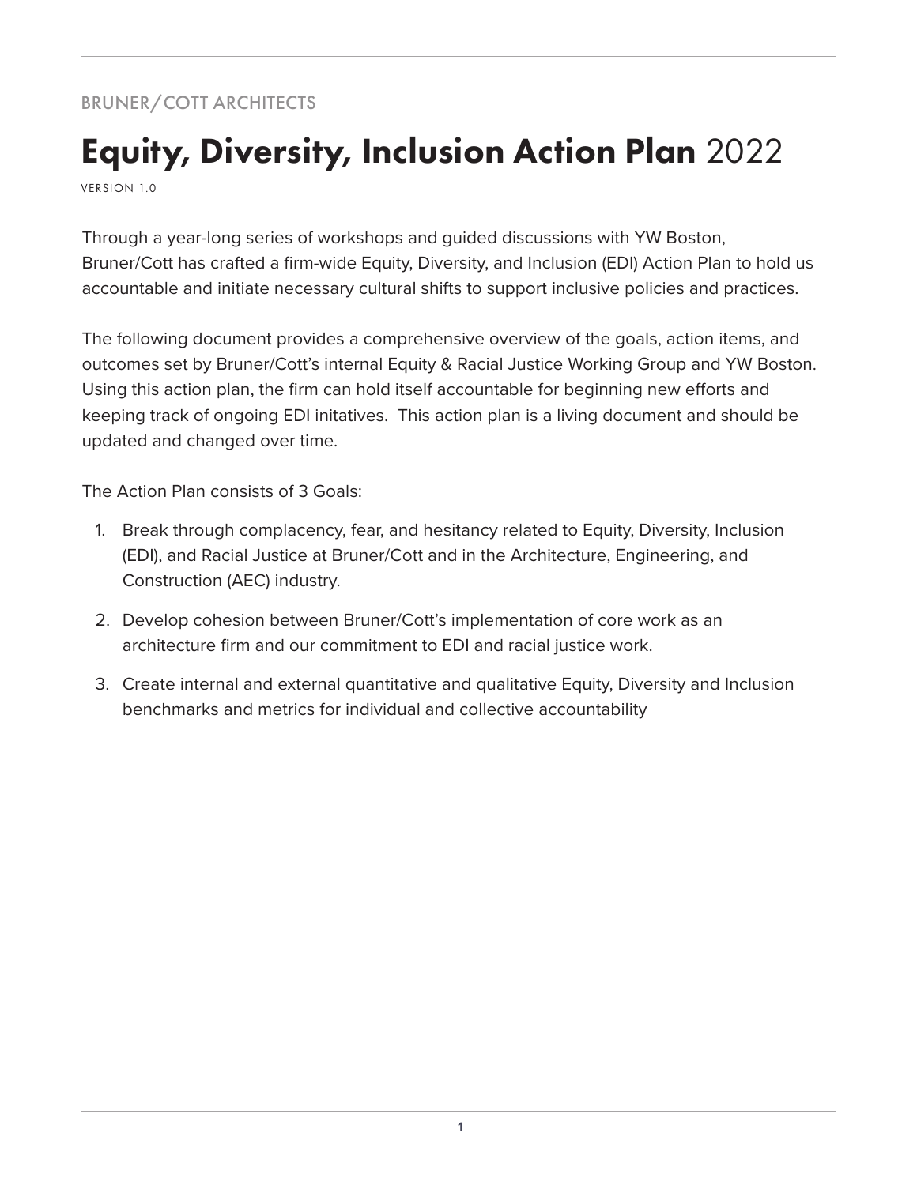BRUNER/COTT ARCHITECTS

# **Equity, Diversity, Inclusion Action Plan** 2022

VERSION 1.0

Through a year-long series of workshops and guided discussions with YW Boston, Bruner/Cott has crafted a firm-wide Equity, Diversity, and Inclusion (EDI) Action Plan to hold us accountable and initiate necessary cultural shifts to support inclusive policies and practices.

The following document provides a comprehensive overview of the goals, action items, and outcomes set by Bruner/Cott's internal Equity & Racial Justice Working Group and YW Boston. Using this action plan, the firm can hold itself accountable for beginning new efforts and keeping track of ongoing EDI initatives. This action plan is a living document and should be updated and changed over time.

The Action Plan consists of 3 Goals:

1. Break through complacency, fear, and hesitancy related to Equity, Diversity, Inclusion (EDI), and Racial Justice at Bruner/Cott and in the Architecture, Engineering, and Construction (AEC) industry.
2. Develop cohesion between Bruner/Cott's implementation of core work as an architecture firm and our commitment to EDI and racial justice work.
3. Create internal and external quantitative and qualitative Equity, Diversity and Inclusion benchmarks and metrics for individual and collective accountability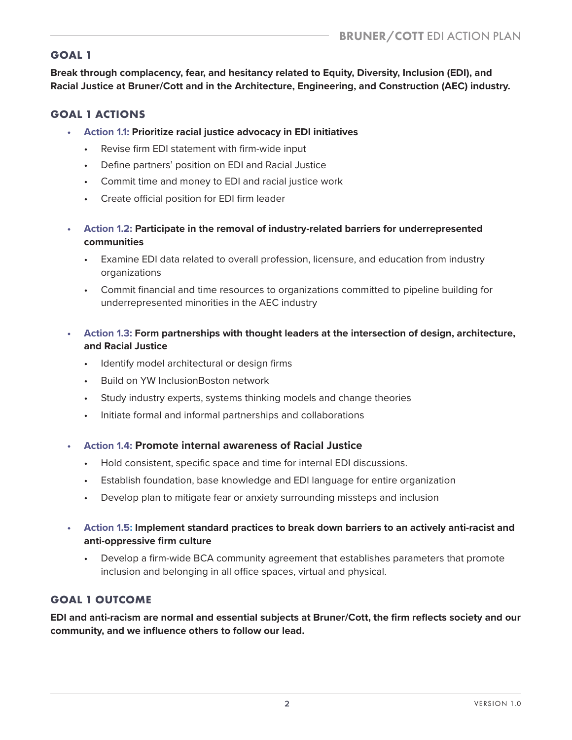## GOAL 1

**Break through complacency, fear, and hesitancy related to Equity, Diversity, Inclusion (EDI), and Racial Justice at Bruner/Cott and in the Architecture, Engineering, and Construction (AEC) industry.**

## GOAL 1 ACTIONS

- **Action 1.1: Prioritize racial justice advocacy in EDI initiatives**
  - Revise firm EDI statement with firm-wide input
  - Define partners' position on EDI and Racial Justice
  - Commit time and money to EDI and racial justice work
  - Create official position for EDI firm leader

- **Action 1.2: Participate in the removal of industry-related barriers for underrepresented communities**
  - Examine EDI data related to overall profession, licensure, and education from industry organizations
  - Commit financial and time resources to organizations committed to pipeline building for underrepresented minorities in the AEC industry

- **Action 1.3: Form partnerships with thought leaders at the intersection of design, architecture, and Racial Justice**
  - Identify model architectural or design firms
  - Build on YW InclusionBoston network
  - Study industry experts, systems thinking models and change theories
  - Initiate formal and informal partnerships and collaborations

- **Action 1.4: Promote internal awareness of Racial Justice**
  - Hold consistent, specific space and time for internal EDI discussions.
  - Establish foundation, base knowledge and EDI language for entire organization
  - Develop plan to mitigate fear or anxiety surrounding missteps and inclusion

- **Action 1.5: Implement standard practices to break down barriers to an actively anti-racist and anti-oppressive firm culture**
  - Develop a firm-wide BCA community agreement that establishes parameters that promote inclusion and belonging in all office spaces, virtual and physical.

## GOAL 1 OUTCOME

**EDI and anti-racism are normal and essential subjects at Bruner/Cott, the firm reflects society and our community, and we influence others to follow our lead.**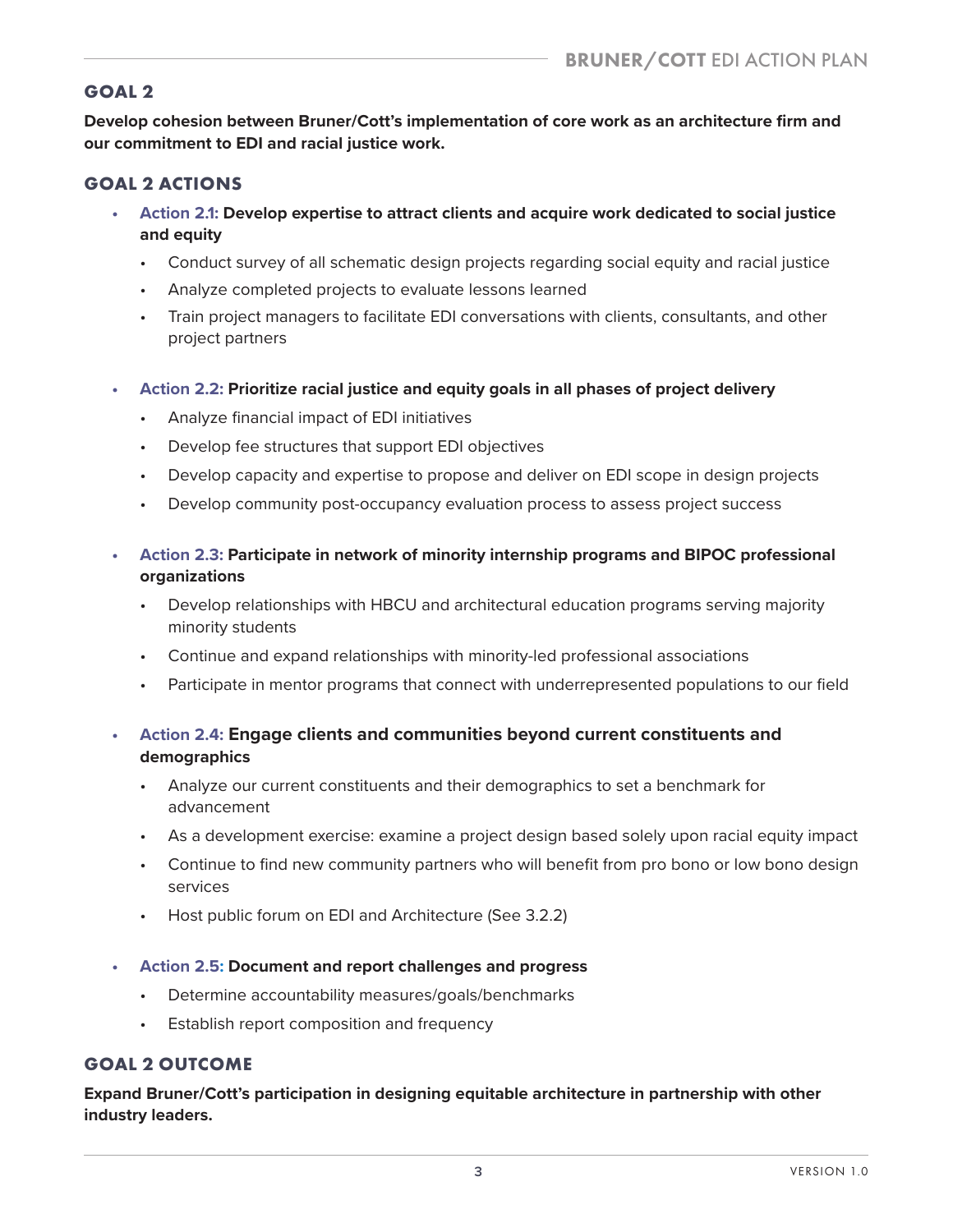## GOAL 2

**Develop cohesion between Bruner/Cott's implementation of core work as an architecture firm and our commitment to EDI and racial justice work.**

## GOAL 2 ACTIONS

- **Action 2.1: Develop expertise to attract clients and acquire work dedicated to social justice and equity**
  - Conduct survey of all schematic design projects regarding social equity and racial justice
  - Analyze completed projects to evaluate lessons learned
  - Train project managers to facilitate EDI conversations with clients, consultants, and other project partners

- **Action 2.2: Prioritize racial justice and equity goals in all phases of project delivery**
  - Analyze financial impact of EDI initiatives
  - Develop fee structures that support EDI objectives
  - Develop capacity and expertise to propose and deliver on EDI scope in design projects
  - Develop community post-occupancy evaluation process to assess project success

- **Action 2.3: Participate in network of minority internship programs and BIPOC professional organizations**
  - Develop relationships with HBCU and architectural education programs serving majority minority students
  - Continue and expand relationships with minority-led professional associations
  - Participate in mentor programs that connect with underrepresented populations to our field

- **Action 2.4: Engage clients and communities beyond current constituents and demographics**
  - Analyze our current constituents and their demographics to set a benchmark for advancement
  - As a development exercise: examine a project design based solely upon racial equity impact
  - Continue to find new community partners who will benefit from pro bono or low bono design services
  - Host public forum on EDI and Architecture (See 3.2.2)

- **Action 2.5: Document and report challenges and progress**
  - Determine accountability measures/goals/benchmarks
  - Establish report composition and frequency

## GOAL 2 OUTCOME

**Expand Bruner/Cott's participation in designing equitable architecture in partnership with other industry leaders.**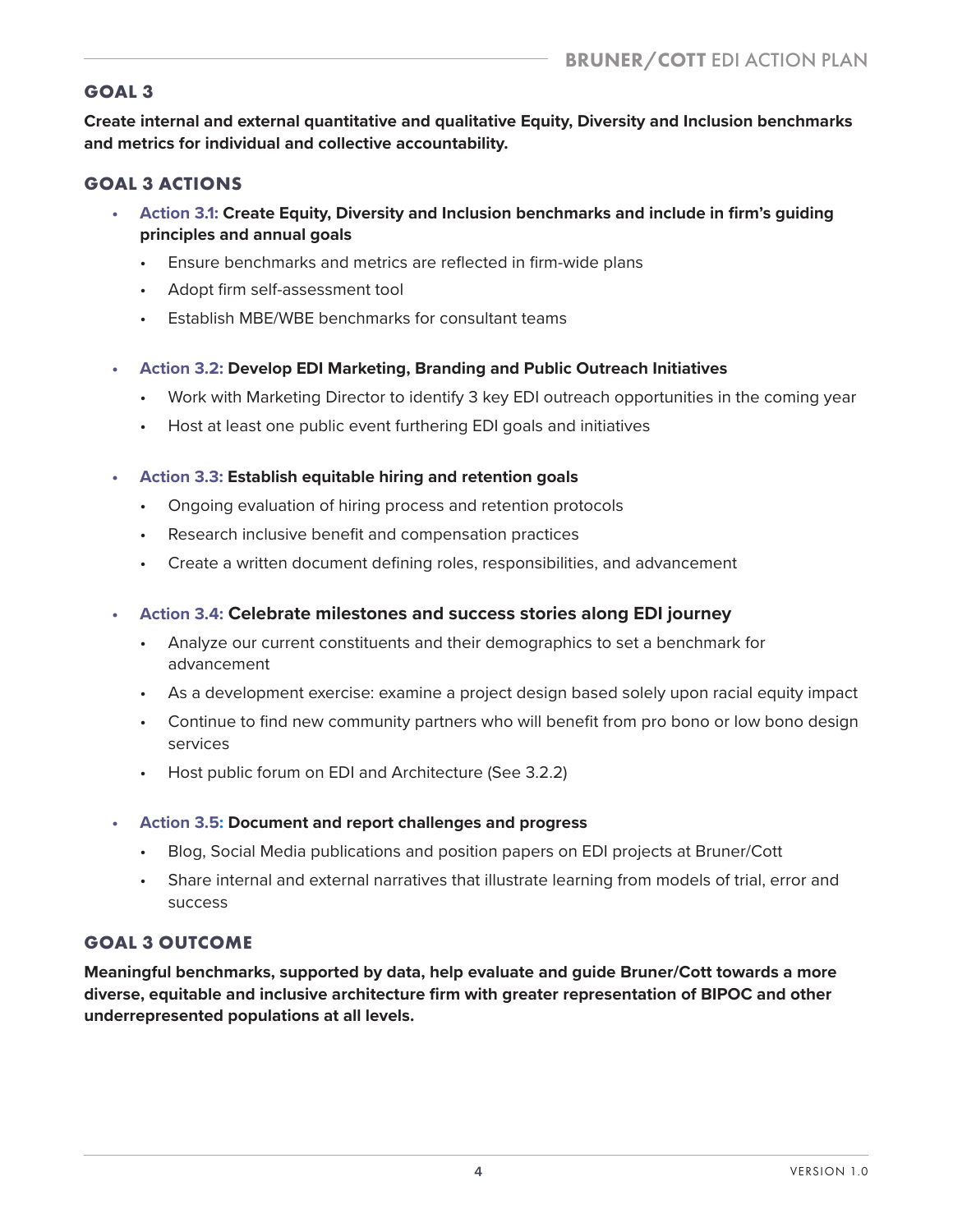## GOAL 3

**Create internal and external quantitative and qualitative Equity, Diversity and Inclusion benchmarks and metrics for individual and collective accountability.**

## GOAL 3 ACTIONS

- **Action 3.1: Create Equity, Diversity and Inclusion benchmarks and include in firm's guiding principles and annual goals**
  - Ensure benchmarks and metrics are reflected in firm-wide plans
  - Adopt firm self-assessment tool
  - Establish MBE/WBE benchmarks for consultant teams

- **Action 3.2: Develop EDI Marketing, Branding and Public Outreach Initiatives**
  - Work with Marketing Director to identify 3 key EDI outreach opportunities in the coming year
  - Host at least one public event furthering EDI goals and initiatives

- **Action 3.3: Establish equitable hiring and retention goals**
  - Ongoing evaluation of hiring process and retention protocols
  - Research inclusive benefit and compensation practices
  - Create a written document defining roles, responsibilities, and advancement

- **Action 3.4: Celebrate milestones and success stories along EDI journey**
  - Analyze our current constituents and their demographics to set a benchmark for advancement
  - As a development exercise: examine a project design based solely upon racial equity impact
  - Continue to find new community partners who will benefit from pro bono or low bono design services
  - Host public forum on EDI and Architecture (See 3.2.2)

- **Action 3.5: Document and report challenges and progress**
  - Blog, Social Media publications and position papers on EDI projects at Bruner/Cott
  - Share internal and external narratives that illustrate learning from models of trial, error and success

## GOAL 3 OUTCOME

**Meaningful benchmarks, supported by data, help evaluate and guide Bruner/Cott towards a more diverse, equitable and inclusive architecture firm with greater representation of BIPOC and other underrepresented populations at all levels.**